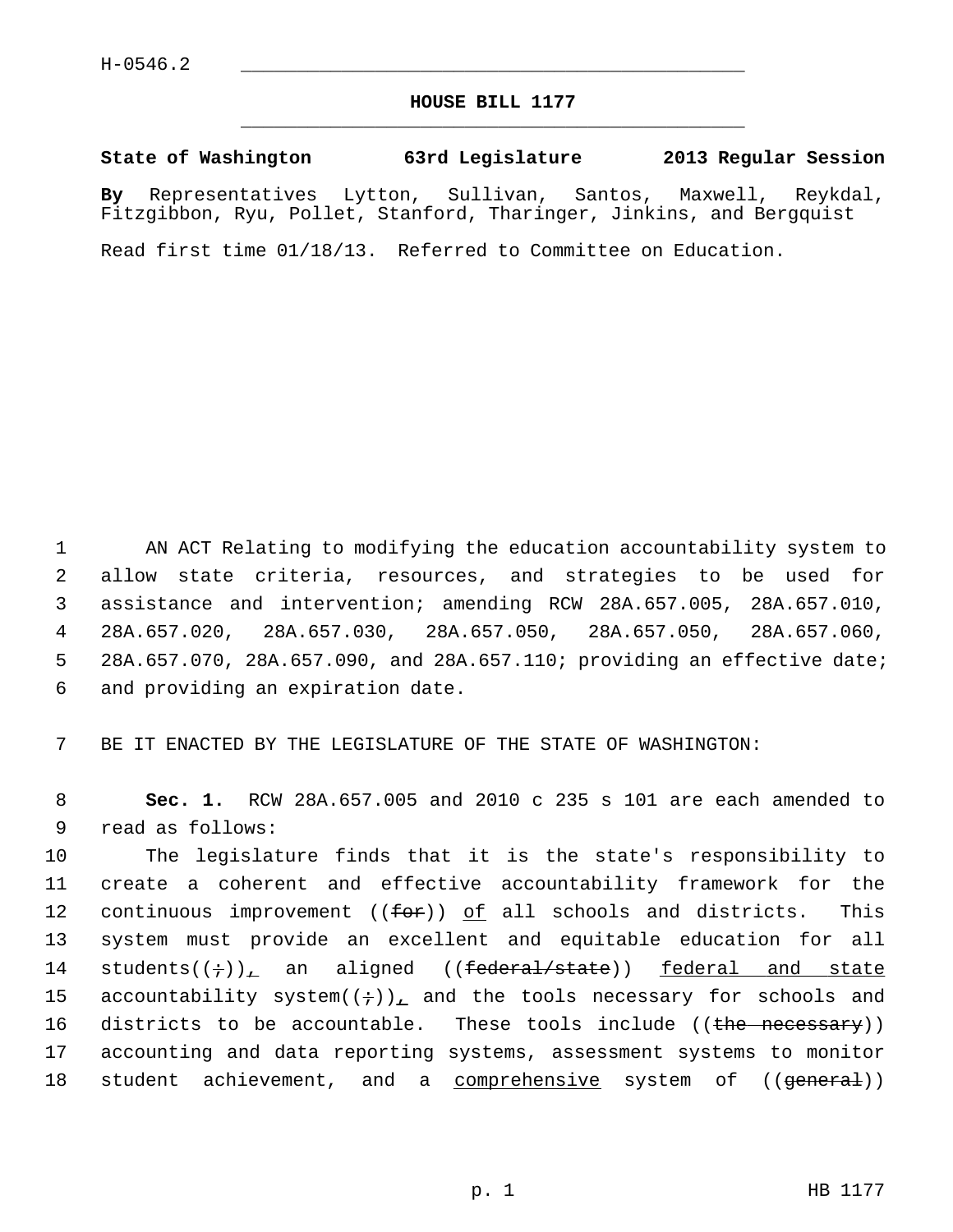H-0546.2

## HOUSE BILL 1177

**State of Washington 63rd Legislature 2013 Regular Session**

**By** Representatives Lytton, Sullivan, Santos, Maxwell, Reykdal, Fitzgibbon, Ryu, Pollet, Stanford, Tharinger, Jinkins, and Bergquist

Read first time 01/18/13. Referred to Committee on Education.

AN ACT Relating to modifying the education accountability system to allow state criteria, resources, and strategies to be used for assistance and intervention; amending RCW 28A.657.005, 28A.657.010, 28A.657.020, 28A.657.030, 28A.657.050, 28A.657.050, 28A.657.060, 28A.657.070, 28A.657.090, and 28A.657.110; providing an effective date; and providing an expiration date.

BE IT ENACTED BY THE LEGISLATURE OF THE STATE OF WASHINGTON:

**Sec. 1.** RCW 28A.657.005 and 2010 c 235 s 101 are each amended to read as follows:

The legislature finds that it is the state's responsibility to create a coherent and effective accountability framework for the continuous improvement ((~~for~~)) <u>of</u> all schools and districts. This system must provide an excellent and equitable education for all students((~~;~~))<u>,</u> an aligned ((~~federal/state~~)) <u>federal and state</u> accountability system((~~;~~))<u>,</u> and the tools necessary for schools and districts to be accountable. These tools include ((~~the necessary~~)) accounting and data reporting systems, assessment systems to monitor student achievement, and a <u>comprehensive</u> system of ((~~general~~))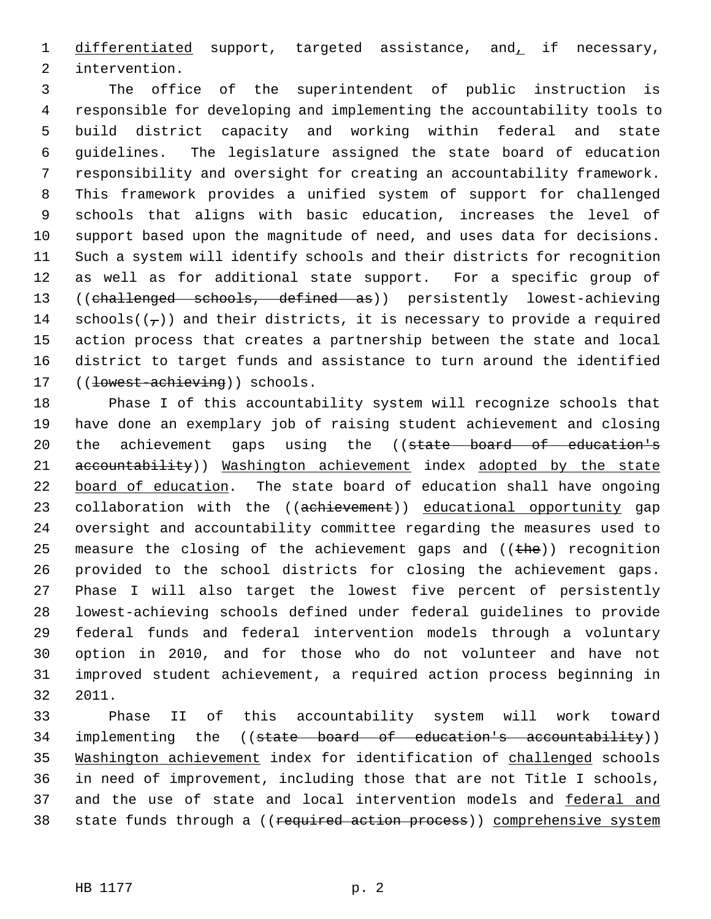differentiated support, targeted assistance, and, if necessary, intervention.

The office of the superintendent of public instruction is responsible for developing and implementing the accountability tools to build district capacity and working within federal and state guidelines. The legislature assigned the state board of education responsibility and oversight for creating an accountability framework. This framework provides a unified system of support for challenged schools that aligns with basic education, increases the level of support based upon the magnitude of need, and uses data for decisions. Such a system will identify schools and their districts for recognition as well as for additional state support. For a specific group of ((~~challenged schools, defined as~~)) persistently lowest-achieving schools((~~,~~)) and their districts, it is necessary to provide a required action process that creates a partnership between the state and local district to target funds and assistance to turn around the identified ((~~lowest-achieving~~)) schools.

Phase I of this accountability system will recognize schools that have done an exemplary job of raising student achievement and closing the achievement gaps using the ((~~state board of education's accountability~~)) Washington achievement index adopted by the state board of education. The state board of education shall have ongoing collaboration with the ((~~achievement~~)) educational opportunity gap oversight and accountability committee regarding the measures used to measure the closing of the achievement gaps and ((~~the~~)) recognition provided to the school districts for closing the achievement gaps. Phase I will also target the lowest five percent of persistently lowest-achieving schools defined under federal guidelines to provide federal funds and federal intervention models through a voluntary option in 2010, and for those who do not volunteer and have not improved student achievement, a required action process beginning in 2011.

Phase II of this accountability system will work toward implementing the ((~~state board of education's accountability~~)) Washington achievement index for identification of challenged schools in need of improvement, including those that are not Title I schools, and the use of state and local intervention models and federal and state funds through a ((~~required action process~~)) comprehensive system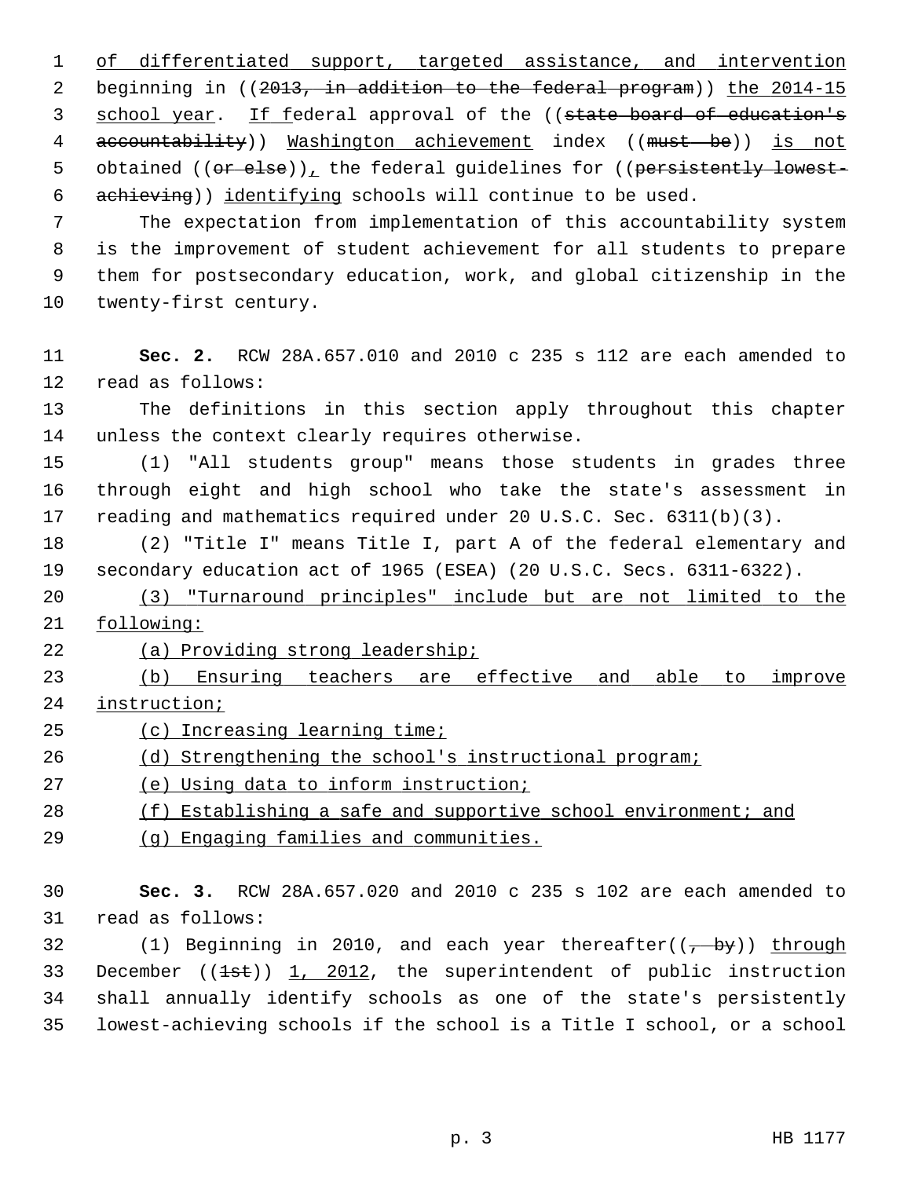of differentiated support, targeted assistance, and intervention beginning in ((~~2013, in addition to the federal program~~)) the 2014-15 school year. If federal approval of the ((~~state board of education's accountability~~)) Washington achievement index ((~~must be~~)) is not obtained ((~~or else~~)), the federal guidelines for ((~~persistently lowest-achieving~~)) identifying schools will continue to be used.

The expectation from implementation of this accountability system is the improvement of student achievement for all students to prepare them for postsecondary education, work, and global citizenship in the twenty-first century.

**Sec. 2.** RCW 28A.657.010 and 2010 c 235 s 112 are each amended to read as follows:

The definitions in this section apply throughout this chapter unless the context clearly requires otherwise.

(1) "All students group" means those students in grades three through eight and high school who take the state's assessment in reading and mathematics required under 20 U.S.C. Sec. 6311(b)(3).

(2) "Title I" means Title I, part A of the federal elementary and secondary education act of 1965 (ESEA) (20 U.S.C. Secs. 6311-6322).

(3) "Turnaround principles" include but are not limited to the following:

(a) Providing strong leadership;

(b) Ensuring teachers are effective and able to improve instruction;

(c) Increasing learning time;

(d) Strengthening the school's instructional program;

(e) Using data to inform instruction;

(f) Establishing a safe and supportive school environment; and

(g) Engaging families and communities.

**Sec. 3.** RCW 28A.657.020 and 2010 c 235 s 102 are each amended to read as follows:

(1) Beginning in 2010, and each year thereafter((~~, by~~)) through December ((~~1st~~)) 1, 2012, the superintendent of public instruction shall annually identify schools as one of the state's persistently lowest-achieving schools if the school is a Title I school, or a school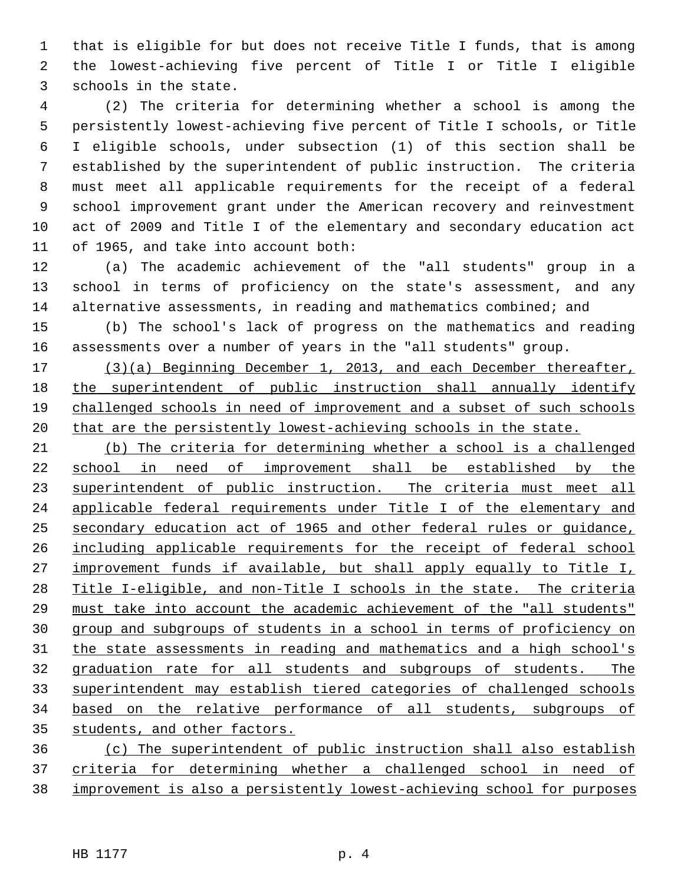that is eligible for but does not receive Title I funds, that is among the lowest-achieving five percent of Title I or Title I eligible schools in the state.

(2) The criteria for determining whether a school is among the persistently lowest-achieving five percent of Title I schools, or Title I eligible schools, under subsection (1) of this section shall be established by the superintendent of public instruction. The criteria must meet all applicable requirements for the receipt of a federal school improvement grant under the American recovery and reinvestment act of 2009 and Title I of the elementary and secondary education act of 1965, and take into account both:

(a) The academic achievement of the "all students" group in a school in terms of proficiency on the state's assessment, and any alternative assessments, in reading and mathematics combined; and

(b) The school's lack of progress on the mathematics and reading assessments over a number of years in the "all students" group.

<u>(3)(a) Beginning December 1, 2013, and each December thereafter, the superintendent of public instruction shall annually identify challenged schools in need of improvement and a subset of such schools that are the persistently lowest-achieving schools in the state.</u>

<u>(b) The criteria for determining whether a school is a challenged school in need of improvement shall be established by the superintendent of public instruction. The criteria must meet all applicable federal requirements under Title I of the elementary and secondary education act of 1965 and other federal rules or guidance, including applicable requirements for the receipt of federal school improvement funds if available, but shall apply equally to Title I, Title I-eligible, and non-Title I schools in the state. The criteria must take into account the academic achievement of the "all students" group and subgroups of students in a school in terms of proficiency on the state assessments in reading and mathematics and a high school's graduation rate for all students and subgroups of students. The superintendent may establish tiered categories of challenged schools based on the relative performance of all students, subgroups of students, and other factors.</u>

<u>(c) The superintendent of public instruction shall also establish criteria for determining whether a challenged school in need of improvement is also a persistently lowest-achieving school for purposes</u>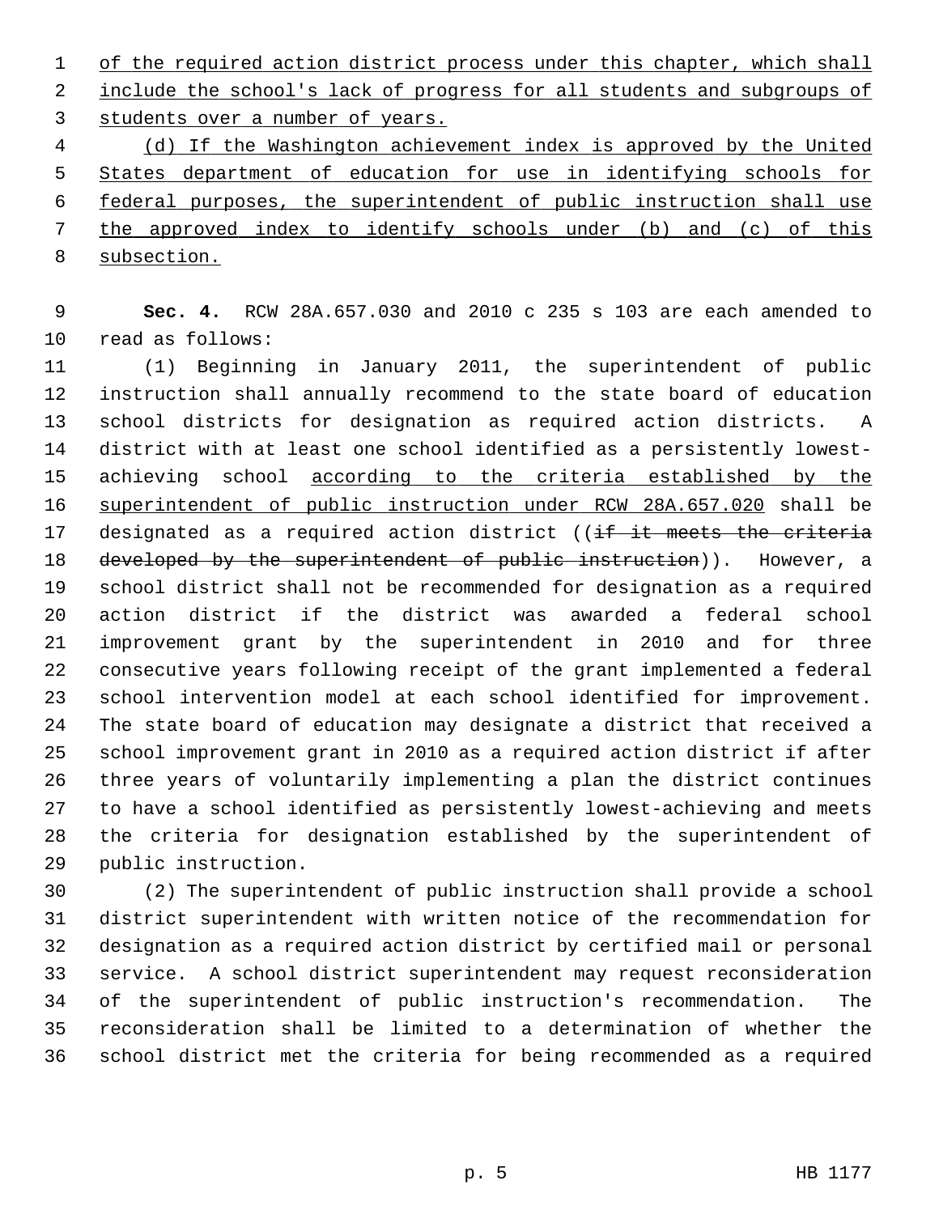of the required action district process under this chapter, which shall include the school's lack of progress for all students and subgroups of students over a number of years.

(d) If the Washington achievement index is approved by the United States department of education for use in identifying schools for federal purposes, the superintendent of public instruction shall use the approved index to identify schools under (b) and (c) of this subsection.

**Sec. 4.** RCW 28A.657.030 and 2010 c 235 s 103 are each amended to read as follows:

(1) Beginning in January 2011, the superintendent of public instruction shall annually recommend to the state board of education school districts for designation as required action districts. A district with at least one school identified as a persistently lowest-achieving school according to the criteria established by the superintendent of public instruction under RCW 28A.657.020 shall be designated as a required action district ((~~if it meets the criteria developed by the superintendent of public instruction~~)). However, a school district shall not be recommended for designation as a required action district if the district was awarded a federal school improvement grant by the superintendent in 2010 and for three consecutive years following receipt of the grant implemented a federal school intervention model at each school identified for improvement. The state board of education may designate a district that received a school improvement grant in 2010 as a required action district if after three years of voluntarily implementing a plan the district continues to have a school identified as persistently lowest-achieving and meets the criteria for designation established by the superintendent of public instruction.

(2) The superintendent of public instruction shall provide a school district superintendent with written notice of the recommendation for designation as a required action district by certified mail or personal service. A school district superintendent may request reconsideration of the superintendent of public instruction's recommendation. The reconsideration shall be limited to a determination of whether the school district met the criteria for being recommended as a required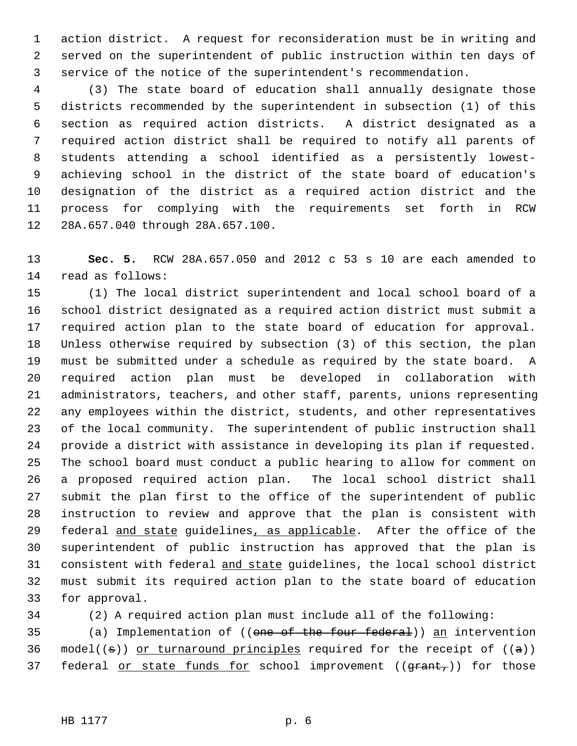action district. A request for reconsideration must be in writing and served on the superintendent of public instruction within ten days of service of the notice of the superintendent's recommendation.

(3) The state board of education shall annually designate those districts recommended by the superintendent in subsection (1) of this section as required action districts. A district designated as a required action district shall be required to notify all parents of students attending a school identified as a persistently lowest-achieving school in the district of the state board of education's designation of the district as a required action district and the process for complying with the requirements set forth in RCW 28A.657.040 through 28A.657.100.

**Sec. 5.** RCW 28A.657.050 and 2012 c 53 s 10 are each amended to read as follows:

(1) The local district superintendent and local school board of a school district designated as a required action district must submit a required action plan to the state board of education for approval. Unless otherwise required by subsection (3) of this section, the plan must be submitted under a schedule as required by the state board. A required action plan must be developed in collaboration with administrators, teachers, and other staff, parents, unions representing any employees within the district, students, and other representatives of the local community. The superintendent of public instruction shall provide a district with assistance in developing its plan if requested. The school board must conduct a public hearing to allow for comment on a proposed required action plan. The local school district shall submit the plan first to the office of the superintendent of public instruction to review and approve that the plan is consistent with federal <u>and state</u> guidelines<u>, as applicable</u>. After the office of the superintendent of public instruction has approved that the plan is consistent with federal <u>and state</u> guidelines, the local school district must submit its required action plan to the state board of education for approval.

(2) A required action plan must include all of the following:

(a) Implementation of ((~~one of the four federal~~)) <u>an</u> intervention model((~~s~~)) <u>or turnaround principles</u> required for the receipt of ((~~a~~)) federal <u>or state funds for</u> school improvement ((~~grant,~~)) for those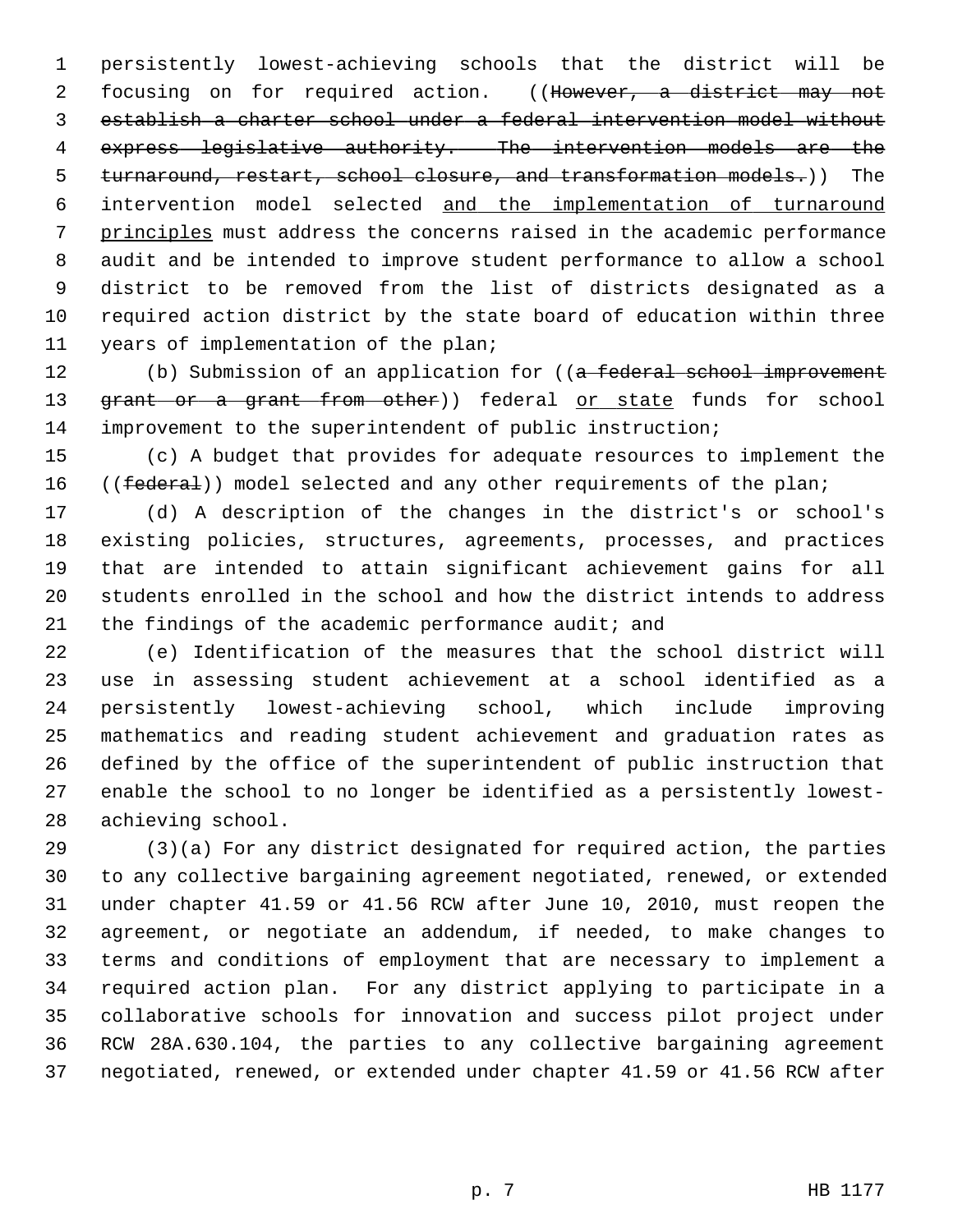persistently lowest-achieving schools that the district will be focusing on for required action. ((~~However, a district may not establish a charter school under a federal intervention model without express legislative authority. The intervention models are the turnaround, restart, school closure, and transformation models.~~)) The intervention model selected <u>and the implementation of turnaround principles</u> must address the concerns raised in the academic performance audit and be intended to improve student performance to allow a school district to be removed from the list of districts designated as a required action district by the state board of education within three years of implementation of the plan;

(b) Submission of an application for ((~~a federal school improvement grant or a grant from other~~)) federal <u>or state</u> funds for school improvement to the superintendent of public instruction;

(c) A budget that provides for adequate resources to implement the ((~~federal~~)) model selected and any other requirements of the plan;

(d) A description of the changes in the district's or school's existing policies, structures, agreements, processes, and practices that are intended to attain significant achievement gains for all students enrolled in the school and how the district intends to address the findings of the academic performance audit; and

(e) Identification of the measures that the school district will use in assessing student achievement at a school identified as a persistently lowest-achieving school, which include improving mathematics and reading student achievement and graduation rates as defined by the office of the superintendent of public instruction that enable the school to no longer be identified as a persistently lowest-achieving school.

(3)(a) For any district designated for required action, the parties to any collective bargaining agreement negotiated, renewed, or extended under chapter 41.59 or 41.56 RCW after June 10, 2010, must reopen the agreement, or negotiate an addendum, if needed, to make changes to terms and conditions of employment that are necessary to implement a required action plan. For any district applying to participate in a collaborative schools for innovation and success pilot project under RCW 28A.630.104, the parties to any collective bargaining agreement negotiated, renewed, or extended under chapter 41.59 or 41.56 RCW after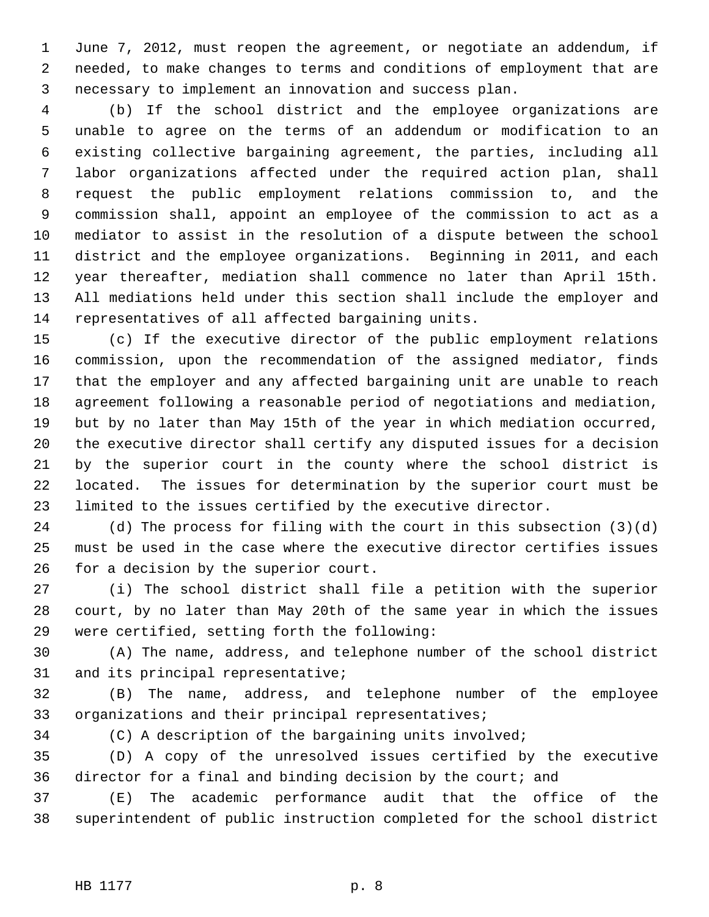June 7, 2012, must reopen the agreement, or negotiate an addendum, if needed, to make changes to terms and conditions of employment that are necessary to implement an innovation and success plan.

(b) If the school district and the employee organizations are unable to agree on the terms of an addendum or modification to an existing collective bargaining agreement, the parties, including all labor organizations affected under the required action plan, shall request the public employment relations commission to, and the commission shall, appoint an employee of the commission to act as a mediator to assist in the resolution of a dispute between the school district and the employee organizations. Beginning in 2011, and each year thereafter, mediation shall commence no later than April 15th. All mediations held under this section shall include the employer and representatives of all affected bargaining units.

(c) If the executive director of the public employment relations commission, upon the recommendation of the assigned mediator, finds that the employer and any affected bargaining unit are unable to reach agreement following a reasonable period of negotiations and mediation, but by no later than May 15th of the year in which mediation occurred, the executive director shall certify any disputed issues for a decision by the superior court in the county where the school district is located. The issues for determination by the superior court must be limited to the issues certified by the executive director.

(d) The process for filing with the court in this subsection (3)(d) must be used in the case where the executive director certifies issues for a decision by the superior court.

(i) The school district shall file a petition with the superior court, by no later than May 20th of the same year in which the issues were certified, setting forth the following:

(A) The name, address, and telephone number of the school district and its principal representative;

(B) The name, address, and telephone number of the employee organizations and their principal representatives;

(C) A description of the bargaining units involved;

(D) A copy of the unresolved issues certified by the executive director for a final and binding decision by the court; and

(E) The academic performance audit that the office of the superintendent of public instruction completed for the school district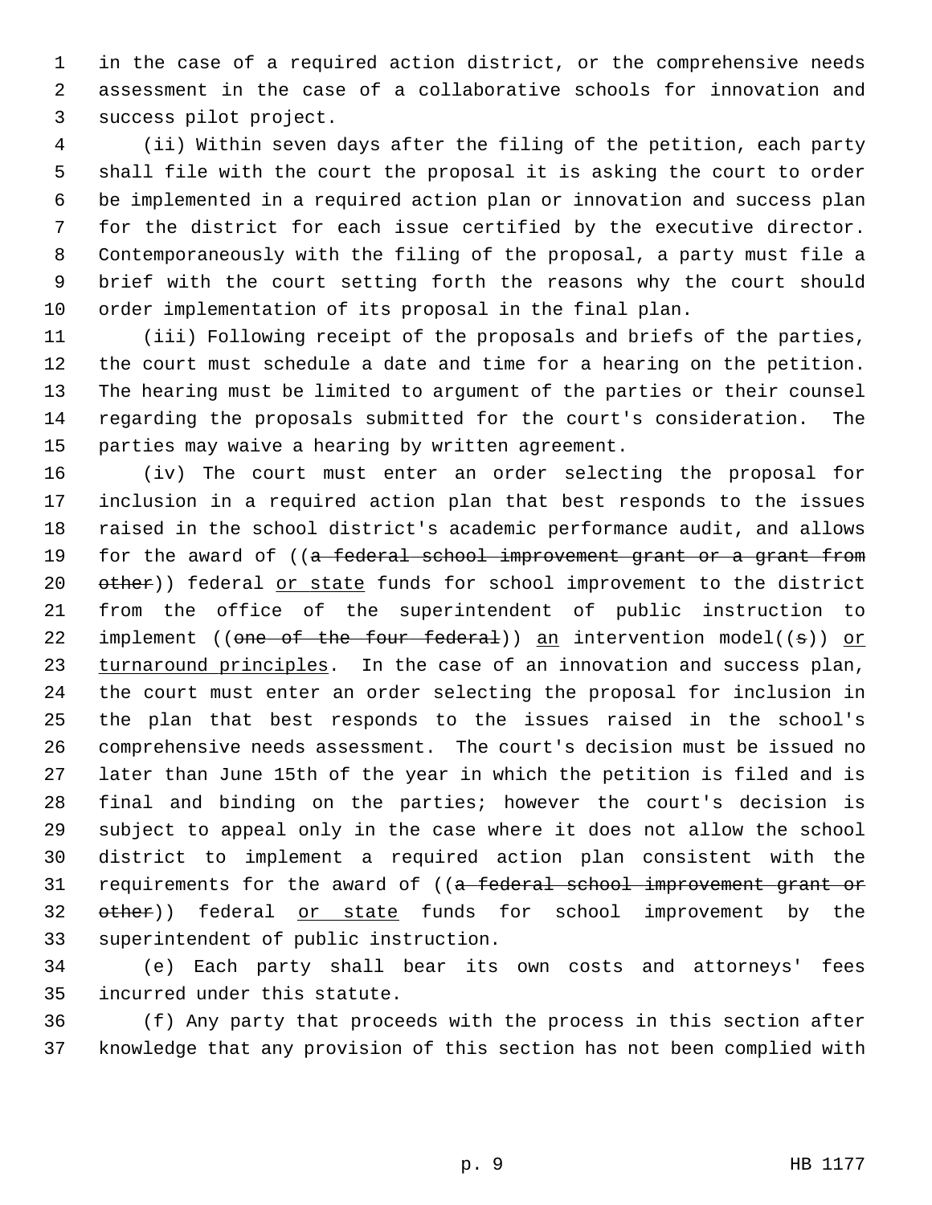in the case of a required action district, or the comprehensive needs assessment in the case of a collaborative schools for innovation and success pilot project.

(ii) Within seven days after the filing of the petition, each party shall file with the court the proposal it is asking the court to order be implemented in a required action plan or innovation and success plan for the district for each issue certified by the executive director. Contemporaneously with the filing of the proposal, a party must file a brief with the court setting forth the reasons why the court should order implementation of its proposal in the final plan.

(iii) Following receipt of the proposals and briefs of the parties, the court must schedule a date and time for a hearing on the petition. The hearing must be limited to argument of the parties or their counsel regarding the proposals submitted for the court's consideration. The parties may waive a hearing by written agreement.

(iv) The court must enter an order selecting the proposal for inclusion in a required action plan that best responds to the issues raised in the school district's academic performance audit, and allows for the award of ((~~a federal school improvement grant or a grant from other~~)) federal <u>or state</u> funds for school improvement to the district from the office of the superintendent of public instruction to implement ((~~one of the four federal~~)) <u>an</u> intervention model((~~s~~)) <u>or turnaround principles</u>. In the case of an innovation and success plan, the court must enter an order selecting the proposal for inclusion in the plan that best responds to the issues raised in the school's comprehensive needs assessment. The court's decision must be issued no later than June 15th of the year in which the petition is filed and is final and binding on the parties; however the court's decision is subject to appeal only in the case where it does not allow the school district to implement a required action plan consistent with the requirements for the award of ((~~a federal school improvement grant or other~~)) federal <u>or state</u> funds for school improvement by the superintendent of public instruction.

(e) Each party shall bear its own costs and attorneys' fees incurred under this statute.

(f) Any party that proceeds with the process in this section after knowledge that any provision of this section has not been complied with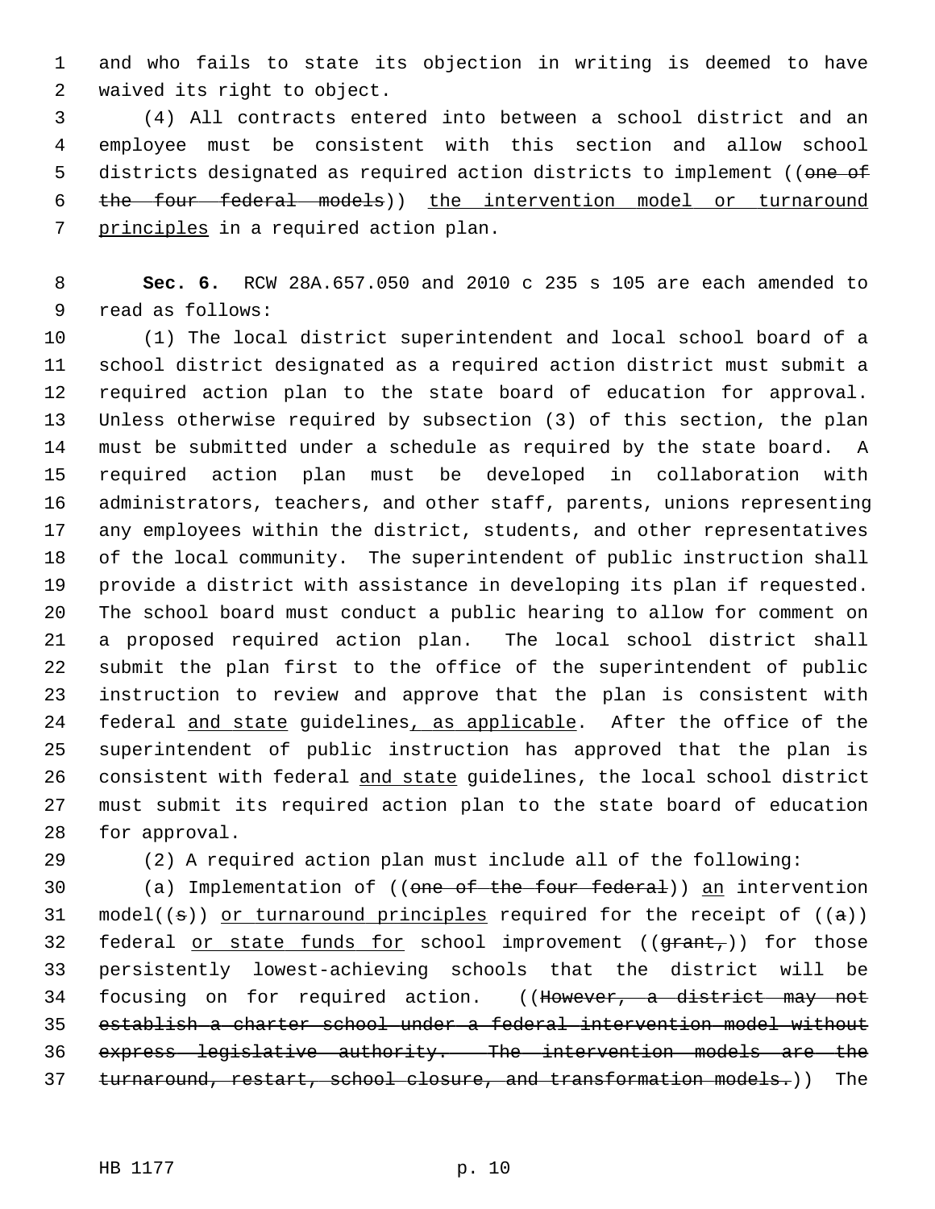and who fails to state its objection in writing is deemed to have waived its right to object.

(4) All contracts entered into between a school district and an employee must be consistent with this section and allow school districts designated as required action districts to implement ((~~one of the four federal models~~)) <u>the intervention model or turnaround principles</u> in a required action plan.

**Sec. 6.** RCW 28A.657.050 and 2010 c 235 s 105 are each amended to read as follows:

(1) The local district superintendent and local school board of a school district designated as a required action district must submit a required action plan to the state board of education for approval. Unless otherwise required by subsection (3) of this section, the plan must be submitted under a schedule as required by the state board. A required action plan must be developed in collaboration with administrators, teachers, and other staff, parents, unions representing any employees within the district, students, and other representatives of the local community. The superintendent of public instruction shall provide a district with assistance in developing its plan if requested. The school board must conduct a public hearing to allow for comment on a proposed required action plan. The local school district shall submit the plan first to the office of the superintendent of public instruction to review and approve that the plan is consistent with federal <u>and state</u> guidelines<u>, as applicable</u>. After the office of the superintendent of public instruction has approved that the plan is consistent with federal <u>and state</u> guidelines, the local school district must submit its required action plan to the state board of education for approval.

(2) A required action plan must include all of the following:

(a) Implementation of ((~~one of the four federal~~)) <u>an</u> intervention model((~~s~~)) <u>or turnaround principles</u> required for the receipt of ((~~a~~)) federal <u>or state funds for</u> school improvement ((~~grant,~~)) for those persistently lowest-achieving schools that the district will be focusing on for required action. ((~~However, a district may not establish a charter school under a federal intervention model without express legislative authority. The intervention models are the turnaround, restart, school closure, and transformation models.~~)) The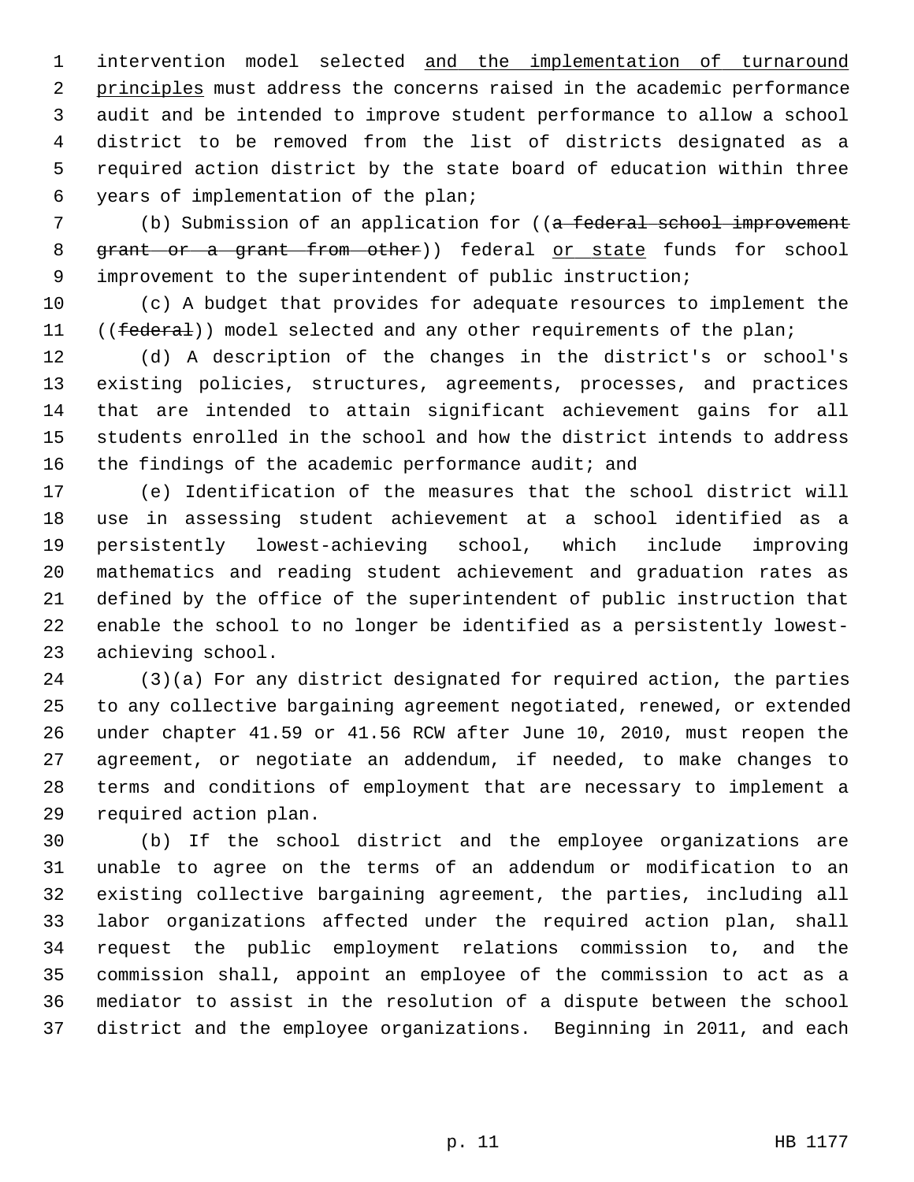intervention model selected and the implementation of turnaround principles must address the concerns raised in the academic performance audit and be intended to improve student performance to allow a school district to be removed from the list of districts designated as a required action district by the state board of education within three years of implementation of the plan;

(b) Submission of an application for ((~~a federal school improvement grant or a grant from other~~)) federal or state funds for school improvement to the superintendent of public instruction;

(c) A budget that provides for adequate resources to implement the ((~~federal~~)) model selected and any other requirements of the plan;

(d) A description of the changes in the district's or school's existing policies, structures, agreements, processes, and practices that are intended to attain significant achievement gains for all students enrolled in the school and how the district intends to address the findings of the academic performance audit; and

(e) Identification of the measures that the school district will use in assessing student achievement at a school identified as a persistently lowest-achieving school, which include improving mathematics and reading student achievement and graduation rates as defined by the office of the superintendent of public instruction that enable the school to no longer be identified as a persistently lowest-achieving school.

(3)(a) For any district designated for required action, the parties to any collective bargaining agreement negotiated, renewed, or extended under chapter 41.59 or 41.56 RCW after June 10, 2010, must reopen the agreement, or negotiate an addendum, if needed, to make changes to terms and conditions of employment that are necessary to implement a required action plan.

(b) If the school district and the employee organizations are unable to agree on the terms of an addendum or modification to an existing collective bargaining agreement, the parties, including all labor organizations affected under the required action plan, shall request the public employment relations commission to, and the commission shall, appoint an employee of the commission to act as a mediator to assist in the resolution of a dispute between the school district and the employee organizations. Beginning in 2011, and each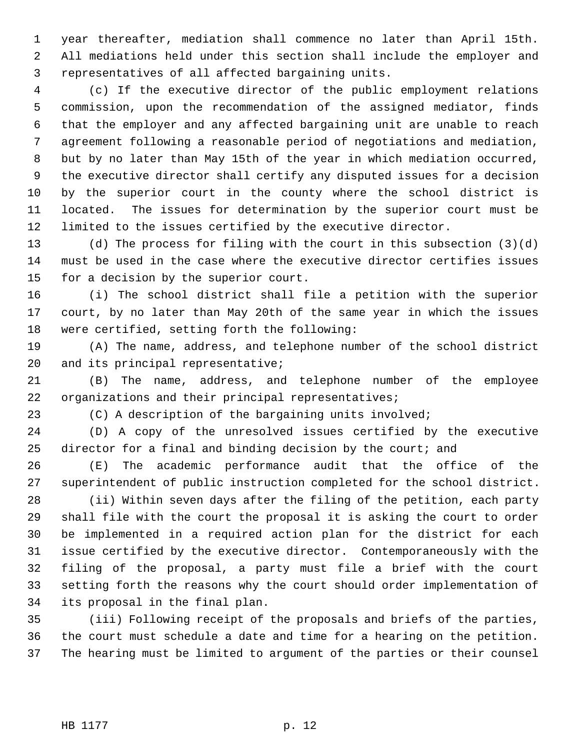year thereafter, mediation shall commence no later than April 15th. All mediations held under this section shall include the employer and representatives of all affected bargaining units.

(c) If the executive director of the public employment relations commission, upon the recommendation of the assigned mediator, finds that the employer and any affected bargaining unit are unable to reach agreement following a reasonable period of negotiations and mediation, but by no later than May 15th of the year in which mediation occurred, the executive director shall certify any disputed issues for a decision by the superior court in the county where the school district is located. The issues for determination by the superior court must be limited to the issues certified by the executive director.

(d) The process for filing with the court in this subsection (3)(d) must be used in the case where the executive director certifies issues for a decision by the superior court.

(i) The school district shall file a petition with the superior court, by no later than May 20th of the same year in which the issues were certified, setting forth the following:

(A) The name, address, and telephone number of the school district and its principal representative;

(B) The name, address, and telephone number of the employee organizations and their principal representatives;

(C) A description of the bargaining units involved;

(D) A copy of the unresolved issues certified by the executive director for a final and binding decision by the court; and

(E) The academic performance audit that the office of the superintendent of public instruction completed for the school district.

(ii) Within seven days after the filing of the petition, each party shall file with the court the proposal it is asking the court to order be implemented in a required action plan for the district for each issue certified by the executive director. Contemporaneously with the filing of the proposal, a party must file a brief with the court setting forth the reasons why the court should order implementation of its proposal in the final plan.

(iii) Following receipt of the proposals and briefs of the parties, the court must schedule a date and time for a hearing on the petition. The hearing must be limited to argument of the parties or their counsel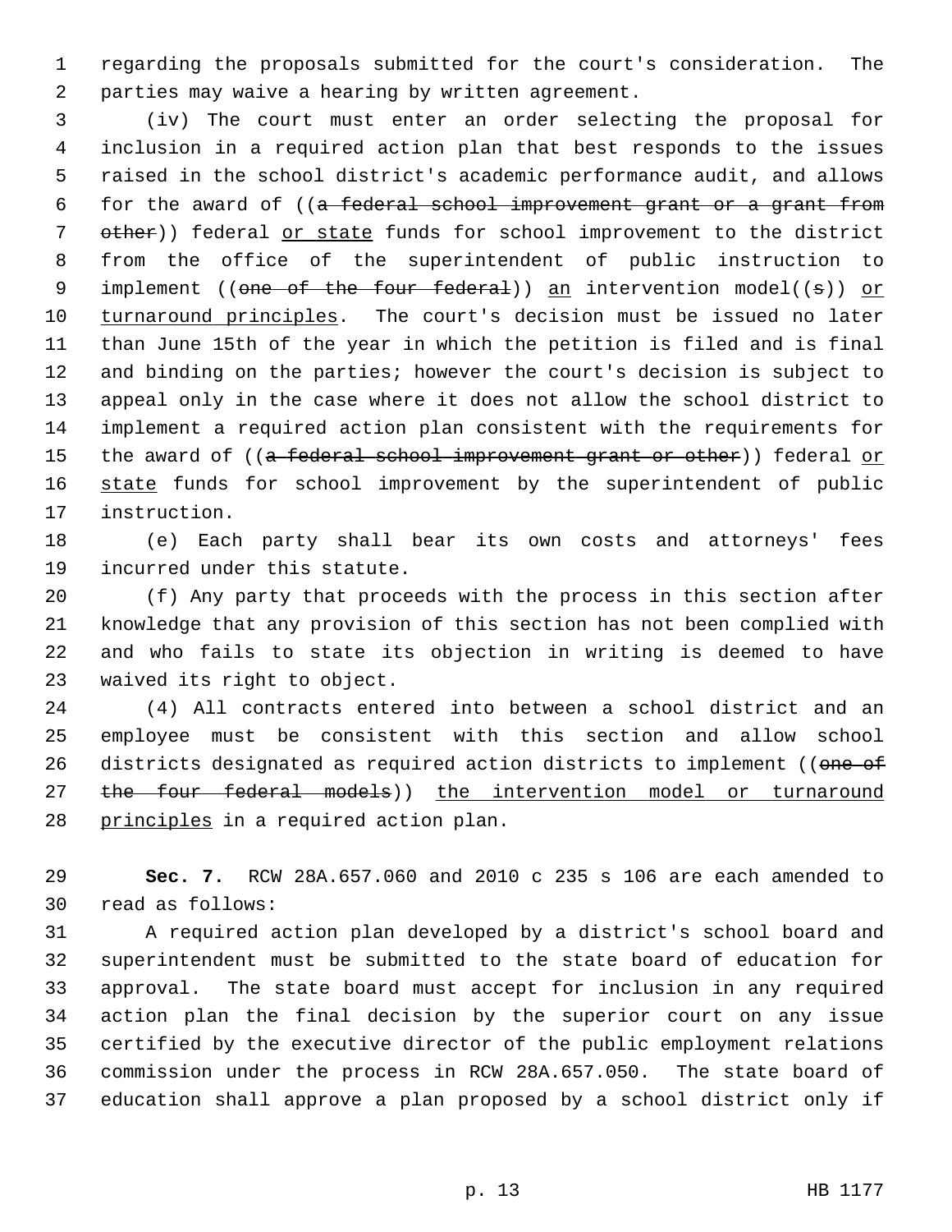regarding the proposals submitted for the court's consideration. The parties may waive a hearing by written agreement.

(iv) The court must enter an order selecting the proposal for inclusion in a required action plan that best responds to the issues raised in the school district's academic performance audit, and allows for the award of ((~~a federal school improvement grant or a grant from other~~)) federal <u>or state</u> funds for school improvement to the district from the office of the superintendent of public instruction to implement ((~~one of the four federal~~)) <u>an</u> intervention model((~~s~~)) <u>or turnaround principles</u>. The court's decision must be issued no later than June 15th of the year in which the petition is filed and is final and binding on the parties; however the court's decision is subject to appeal only in the case where it does not allow the school district to implement a required action plan consistent with the requirements for the award of ((~~a federal school improvement grant or other~~)) federal <u>or state</u> funds for school improvement by the superintendent of public instruction.

(e) Each party shall bear its own costs and attorneys' fees incurred under this statute.

(f) Any party that proceeds with the process in this section after knowledge that any provision of this section has not been complied with and who fails to state its objection in writing is deemed to have waived its right to object.

(4) All contracts entered into between a school district and an employee must be consistent with this section and allow school districts designated as required action districts to implement ((~~one of the four federal models~~)) <u>the intervention model or turnaround principles</u> in a required action plan.

**Sec. 7.** RCW 28A.657.060 and 2010 c 235 s 106 are each amended to read as follows:

A required action plan developed by a district's school board and superintendent must be submitted to the state board of education for approval. The state board must accept for inclusion in any required action plan the final decision by the superior court on any issue certified by the executive director of the public employment relations commission under the process in RCW 28A.657.050. The state board of education shall approve a plan proposed by a school district only if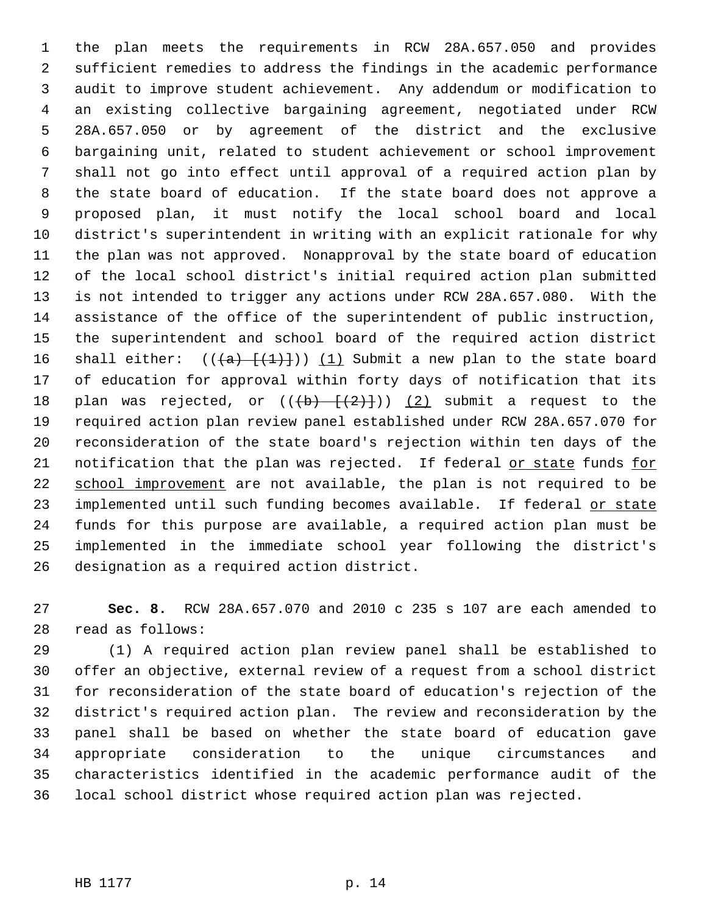the plan meets the requirements in RCW 28A.657.050 and provides sufficient remedies to address the findings in the academic performance audit to improve student achievement. Any addendum or modification to an existing collective bargaining agreement, negotiated under RCW 28A.657.050 or by agreement of the district and the exclusive bargaining unit, related to student achievement or school improvement shall not go into effect until approval of a required action plan by the state board of education. If the state board does not approve a proposed plan, it must notify the local school board and local district's superintendent in writing with an explicit rationale for why the plan was not approved. Nonapproval by the state board of education of the local school district's initial required action plan submitted is not intended to trigger any actions under RCW 28A.657.080. With the assistance of the office of the superintendent of public instruction, the superintendent and school board of the required action district shall either: ((~~(a) [(1)]~~)) <u>(1)</u> Submit a new plan to the state board of education for approval within forty days of notification that its plan was rejected, or ((~~(b) [(2)]~~)) <u>(2)</u> submit a request to the required action plan review panel established under RCW 28A.657.070 for reconsideration of the state board's rejection within ten days of the notification that the plan was rejected. If federal <u>or state</u> funds <u>for school improvement</u> are not available, the plan is not required to be implemented until such funding becomes available. If federal <u>or state</u> funds for this purpose are available, a required action plan must be implemented in the immediate school year following the district's designation as a required action district.

**Sec. 8.** RCW 28A.657.070 and 2010 c 235 s 107 are each amended to read as follows:

(1) A required action plan review panel shall be established to offer an objective, external review of a request from a school district for reconsideration of the state board of education's rejection of the district's required action plan. The review and reconsideration by the panel shall be based on whether the state board of education gave appropriate consideration to the unique circumstances and characteristics identified in the academic performance audit of the local school district whose required action plan was rejected.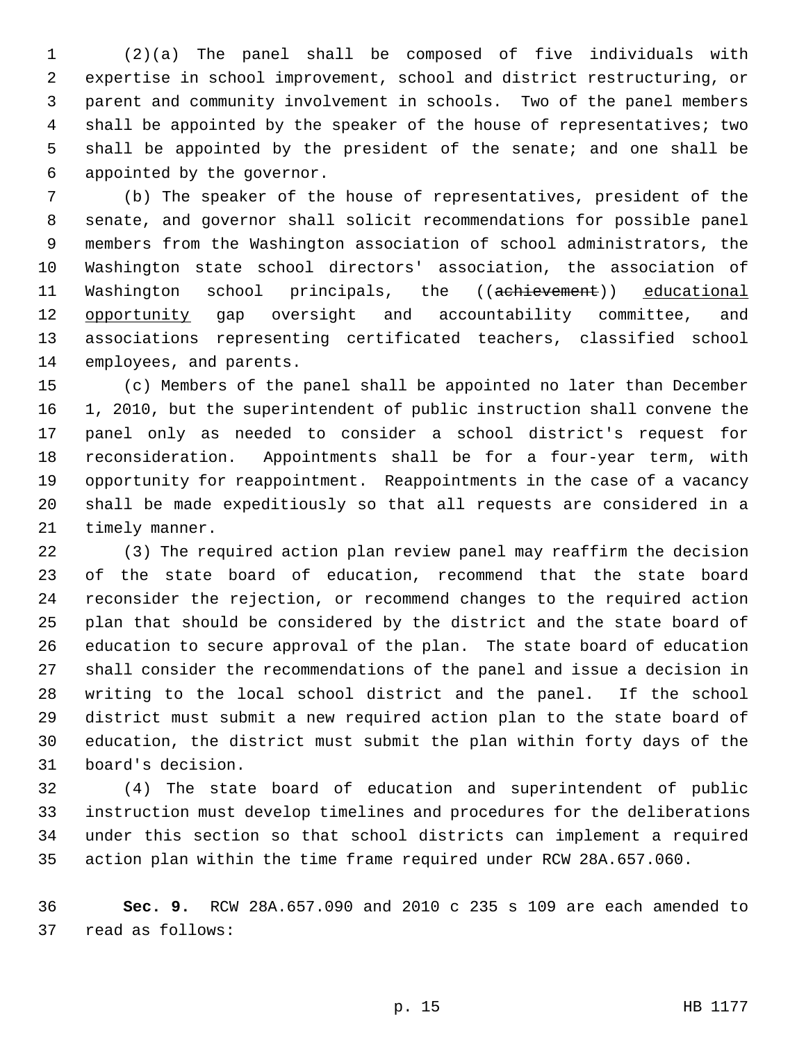(2)(a) The panel shall be composed of five individuals with expertise in school improvement, school and district restructuring, or parent and community involvement in schools. Two of the panel members shall be appointed by the speaker of the house of representatives; two shall be appointed by the president of the senate; and one shall be appointed by the governor.

(b) The speaker of the house of representatives, president of the senate, and governor shall solicit recommendations for possible panel members from the Washington association of school administrators, the Washington state school directors' association, the association of Washington school principals, the ((~~achievement~~)) <u>educational opportunity</u> gap oversight and accountability committee, and associations representing certificated teachers, classified school employees, and parents.

(c) Members of the panel shall be appointed no later than December 1, 2010, but the superintendent of public instruction shall convene the panel only as needed to consider a school district's request for reconsideration. Appointments shall be for a four-year term, with opportunity for reappointment. Reappointments in the case of a vacancy shall be made expeditiously so that all requests are considered in a timely manner.

(3) The required action plan review panel may reaffirm the decision of the state board of education, recommend that the state board reconsider the rejection, or recommend changes to the required action plan that should be considered by the district and the state board of education to secure approval of the plan. The state board of education shall consider the recommendations of the panel and issue a decision in writing to the local school district and the panel. If the school district must submit a new required action plan to the state board of education, the district must submit the plan within forty days of the board's decision.

(4) The state board of education and superintendent of public instruction must develop timelines and procedures for the deliberations under this section so that school districts can implement a required action plan within the time frame required under RCW 28A.657.060.

**Sec. 9.** RCW 28A.657.090 and 2010 c 235 s 109 are each amended to read as follows: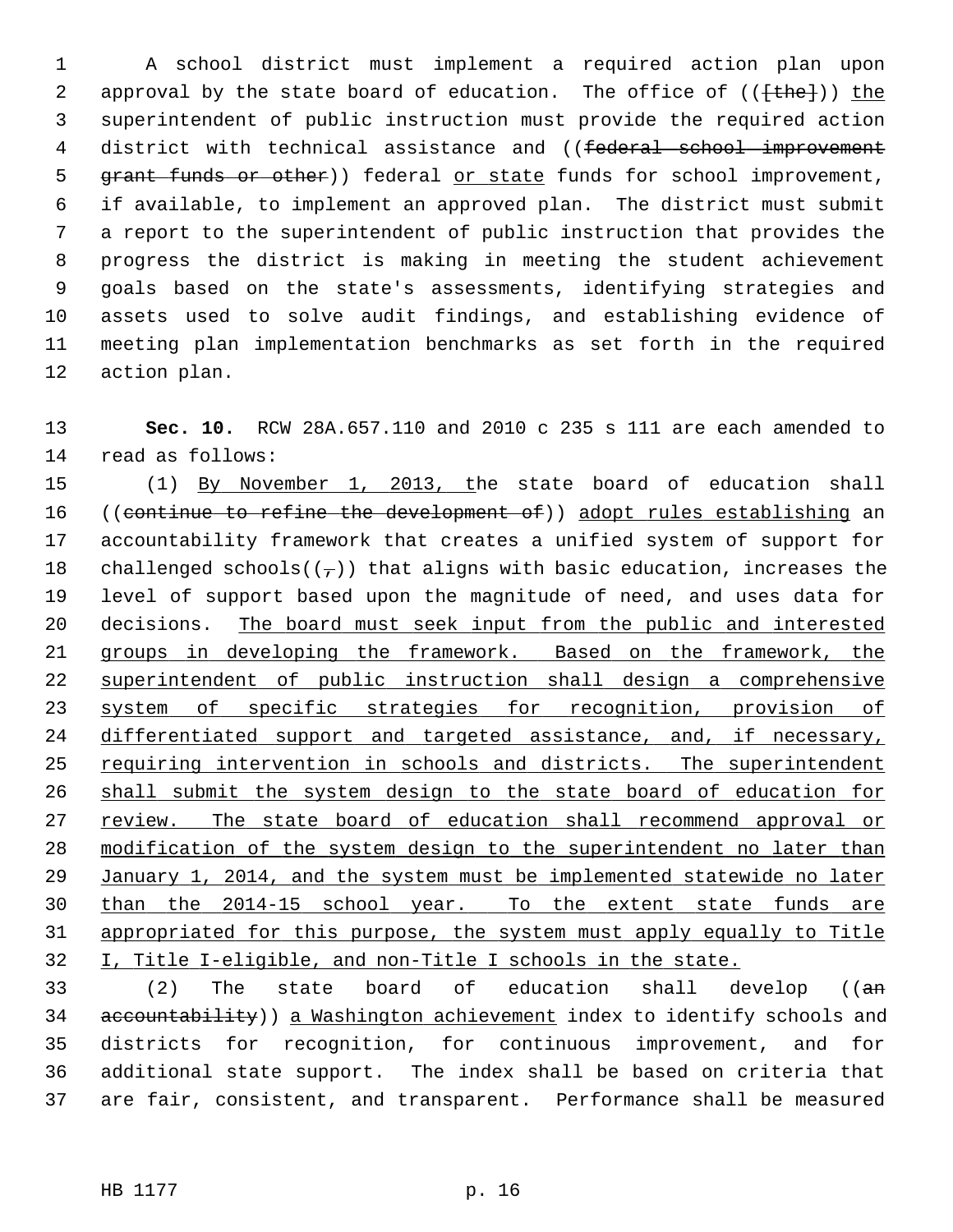A school district must implement a required action plan upon approval by the state board of education. The office of (([the])) the superintendent of public instruction must provide the required action district with technical assistance and ((~~federal school improvement grant funds or other~~)) federal or state funds for school improvement, if available, to implement an approved plan. The district must submit a report to the superintendent of public instruction that provides the progress the district is making in meeting the student achievement goals based on the state's assessments, identifying strategies and assets used to solve audit findings, and establishing evidence of meeting plan implementation benchmarks as set forth in the required action plan.

**Sec. 10.** RCW 28A.657.110 and 2010 c 235 s 111 are each amended to read as follows:

(1) By November 1, 2013, the state board of education shall ((~~continue to refine the development of~~)) adopt rules establishing an accountability framework that creates a unified system of support for challenged schools((~~,~~)) that aligns with basic education, increases the level of support based upon the magnitude of need, and uses data for decisions. The board must seek input from the public and interested groups in developing the framework. Based on the framework, the superintendent of public instruction shall design a comprehensive system of specific strategies for recognition, provision of differentiated support and targeted assistance, and, if necessary, requiring intervention in schools and districts. The superintendent shall submit the system design to the state board of education for review. The state board of education shall recommend approval or modification of the system design to the superintendent no later than January 1, 2014, and the system must be implemented statewide no later than the 2014-15 school year. To the extent state funds are appropriated for this purpose, the system must apply equally to Title I, Title I-eligible, and non-Title I schools in the state.

(2) The state board of education shall develop ((~~an accountability~~)) a Washington achievement index to identify schools and districts for recognition, for continuous improvement, and for additional state support. The index shall be based on criteria that are fair, consistent, and transparent. Performance shall be measured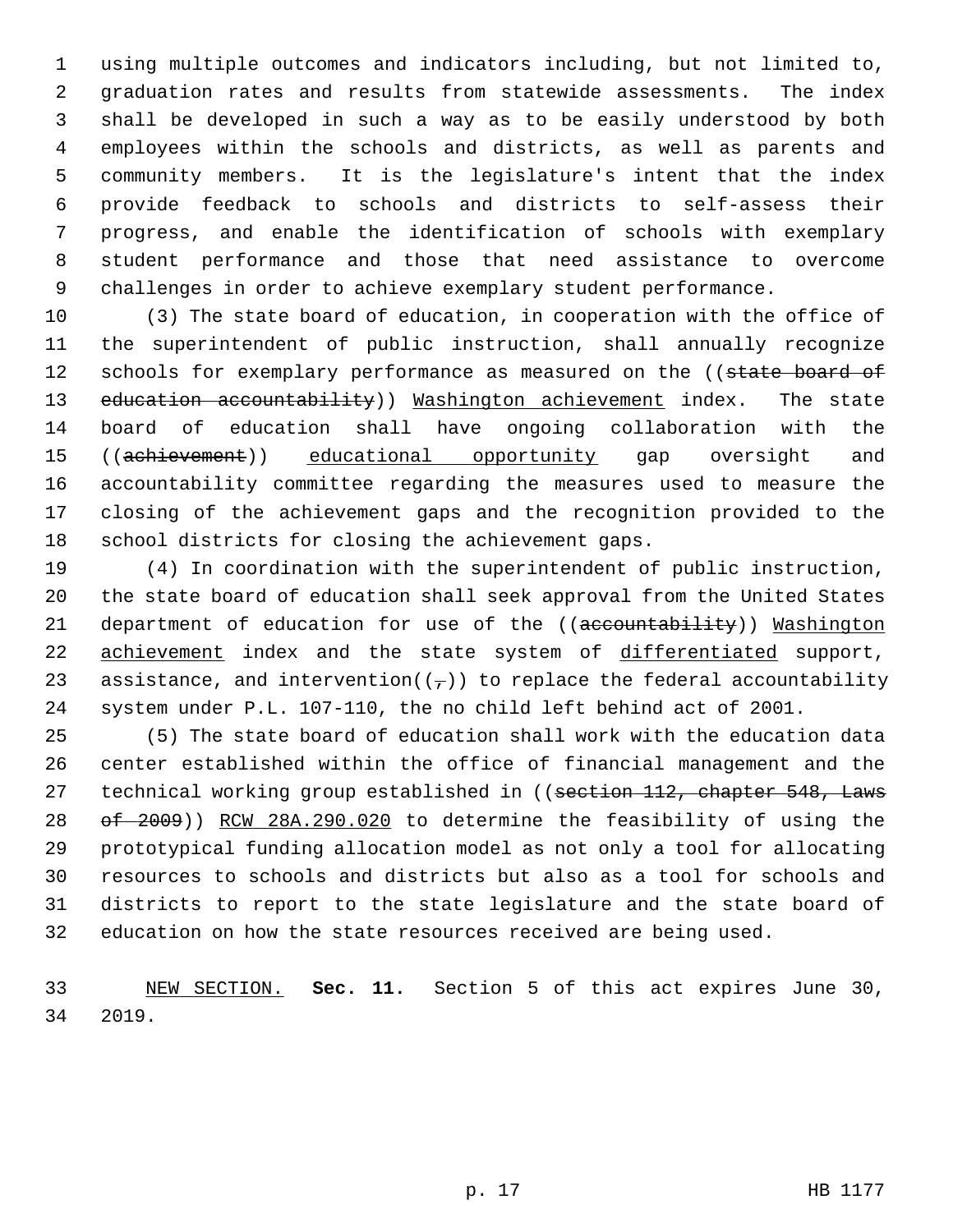using multiple outcomes and indicators including, but not limited to, graduation rates and results from statewide assessments. The index shall be developed in such a way as to be easily understood by both employees within the schools and districts, as well as parents and community members. It is the legislature's intent that the index provide feedback to schools and districts to self-assess their progress, and enable the identification of schools with exemplary student performance and those that need assistance to overcome challenges in order to achieve exemplary student performance.

(3) The state board of education, in cooperation with the office of the superintendent of public instruction, shall annually recognize schools for exemplary performance as measured on the ((~~state board of education accountability~~)) <u>Washington achievement</u> index. The state board of education shall have ongoing collaboration with the ((~~achievement~~)) <u>educational opportunity</u> gap oversight and accountability committee regarding the measures used to measure the closing of the achievement gaps and the recognition provided to the school districts for closing the achievement gaps.

(4) In coordination with the superintendent of public instruction, the state board of education shall seek approval from the United States department of education for use of the ((~~accountability~~)) <u>Washington achievement</u> index and the state system of <u>differentiated</u> support, assistance, and intervention((~~,~~)) to replace the federal accountability system under P.L. 107-110, the no child left behind act of 2001.

(5) The state board of education shall work with the education data center established within the office of financial management and the technical working group established in ((~~section 112, chapter 548, Laws of 2009~~)) <u>RCW 28A.290.020</u> to determine the feasibility of using the prototypical funding allocation model as not only a tool for allocating resources to schools and districts but also as a tool for schools and districts to report to the state legislature and the state board of education on how the state resources received are being used.

<u>NEW SECTION.</u> **Sec. 11.** Section 5 of this act expires June 30, 2019.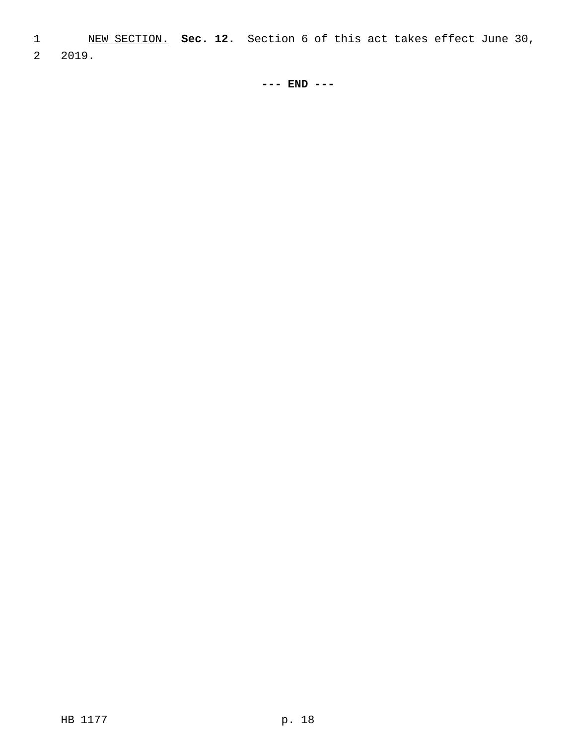NEW SECTION. **Sec. 12.** Section 6 of this act takes effect June 30, 2019.

**--- END ---**